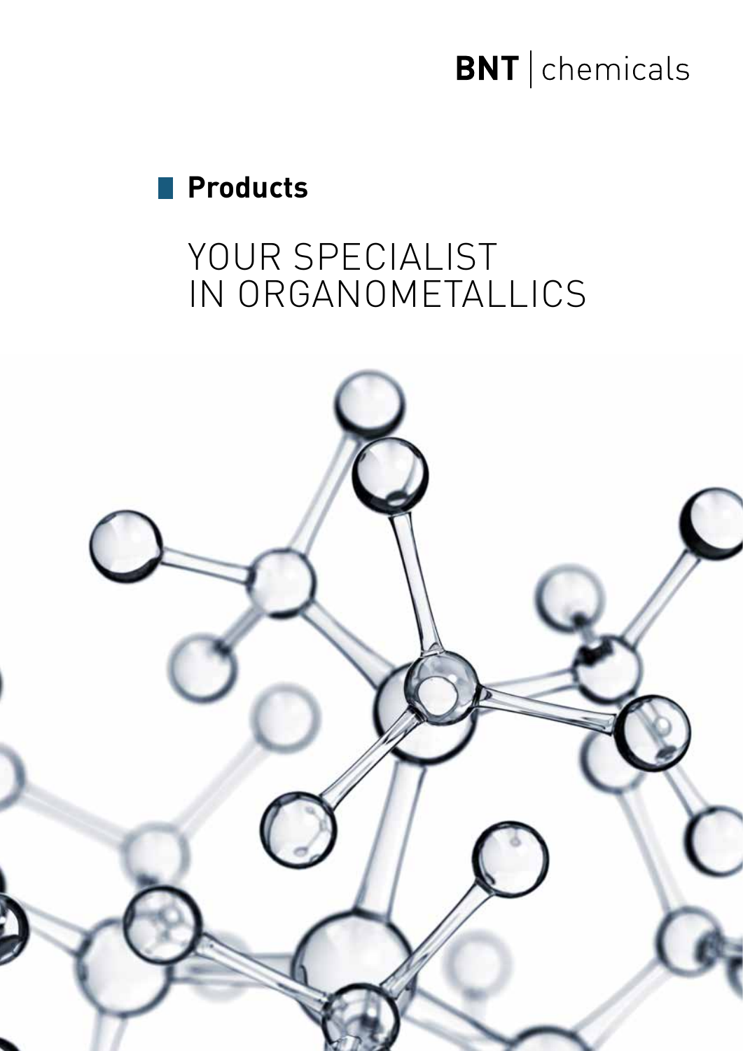BNT | chemicals

## Products

# YOUR SPECIALIST IN ORGANOMETALLICS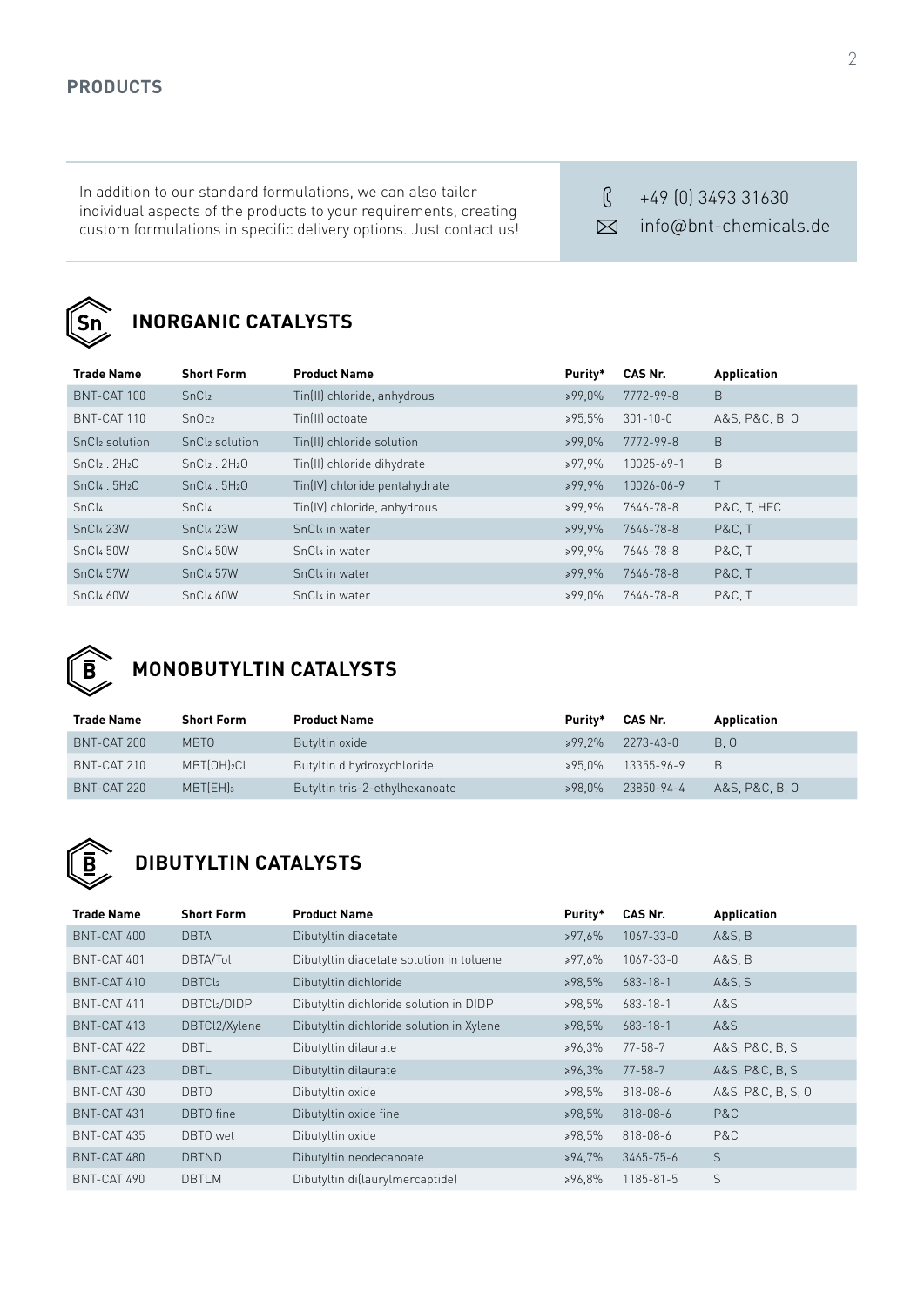## PRODUCTS

In addition to our standard formulations, we can also tailor individual aspects of the products to your requirements, creating custom formulations in specific delivery options. Just contact us!

+49 (0) 3493 31630
info@bnt-chemicals.de

## INORGANIC CATALYSTS

| Trade Name | Short Form | Product Name | Purity* | CAS Nr. | Application |
|---|---|---|---|---|---|
| BNT-CAT 100 | $SnCl_2$ | Tin(II) chloride, anhydrous | ≥99,0% | 7772-99-8 | B |
| BNT-CAT 110 | $SnOc_2$ | Tin(II) octoate | ≥95,5% | 301-10-0 | A&S, P&C, B, O |
| $SnCl_2$ solution | $SnCl_2$ solution | Tin(II) chloride solution | ≥99,0% | 7772-99-8 | B |
| $SnCl_2 . 2H_2O$ | $SnCl_2 . 2H_2O$ | Tin(II) chloride dihydrate | ≥97,9% | 10025-69-1 | B |
| $SnCl_4 . 5H_2O$ | $SnCl_4 . 5H_2O$ | Tin(IV) chloride pentahydrate | ≥99,9% | 10026-06-9 | T |
| $SnCl_4$ | $SnCl_4$ | Tin(IV) chloride, anhydrous | ≥99,9% | 7646-78-8 | P&C, T, HEC |
| $SnCl_4$ 23W | $SnCl_4$ 23W | $SnCl_4$ in water | ≥99,9% | 7646-78-8 | P&C, T |
| $SnCl_4$ 50W | $SnCl_4$ 50W | $SnCl_4$ in water | ≥99,9% | 7646-78-8 | P&C, T |
| $SnCl_4$ 57W | $SnCl_4$ 57W | $SnCl_4$ in water | ≥99,9% | 7646-78-8 | P&C, T |
| $SnCl_4$ 60W | $SnCl_4$ 60W | $SnCl_4$ in water | ≥99,0% | 7646-78-8 | P&C, T |

## MONOBUTYLTIN CATALYSTS

| Trade Name | Short Form | Product Name | Purity* | CAS Nr. | Application |
|---|---|---|---|---|---|
| BNT-CAT 200 | MBTO | Butyltin oxide | ≥99,2% | 2273-43-0 | B, O |
| BNT-CAT 210 | $MBT(OH)_2Cl$ | Butyltin dihydroxychloride | ≥95,0% | 13355-96-9 | B |
| BNT-CAT 220 | $MBT(EH)_3$ | Butyltin tris-2-ethylhexanoate | ≥98,0% | 23850-94-4 | A&S, P&C, B, O |

## DIBUTYLTIN CATALYSTS

| Trade Name | Short Form | Product Name | Purity* | CAS Nr. | Application |
|---|---|---|---|---|---|
| BNT-CAT 400 | DBTA | Dibutyltin diacetate | ≥97,6% | 1067-33-0 | A&S, B |
| BNT-CAT 401 | DBTA/Tol | Dibutyltin diacetate solution in toluene | ≥97,6% | 1067-33-0 | A&S, B |
| BNT-CAT 410 | $DBTCl_2$ | Dibutyltin dichloride | ≥98,5% | 683-18-1 | A&S, S |
| BNT-CAT 411 | $DBTCl_2$/DIDP | Dibutyltin dichloride solution in DIDP | ≥98,5% | 683-18-1 | A&S |
| BNT-CAT 413 | DBTCl2/Xylene | Dibutyltin dichloride solution in Xylene | ≥98,5% | 683-18-1 | A&S |
| BNT-CAT 422 | DBTL | Dibutyltin dilaurate | ≥96,3% | 77-58-7 | A&S, P&C, B, S |
| BNT-CAT 423 | DBTL | Dibutyltin dilaurate | ≥96,3% | 77-58-7 | A&S, P&C, B, S |
| BNT-CAT 430 | DBTO | Dibutyltin oxide | ≥98,5% | 818-08-6 | A&S, P&C, B, S, O |
| BNT-CAT 431 | DBTO fine | Dibutyltin oxide fine | ≥98,5% | 818-08-6 | P&C |
| BNT-CAT 435 | DBTO wet | Dibutyltin oxide | ≥98,5% | 818-08-6 | P&C |
| BNT-CAT 480 | DBTND | Dibutyltin neodecanoate | ≥94,7% | 3465-75-6 | S |
| BNT-CAT 490 | DBTLM | Dibutyltin di(laurylmercaptide) | ≥96,8% | 1185-81-5 | S |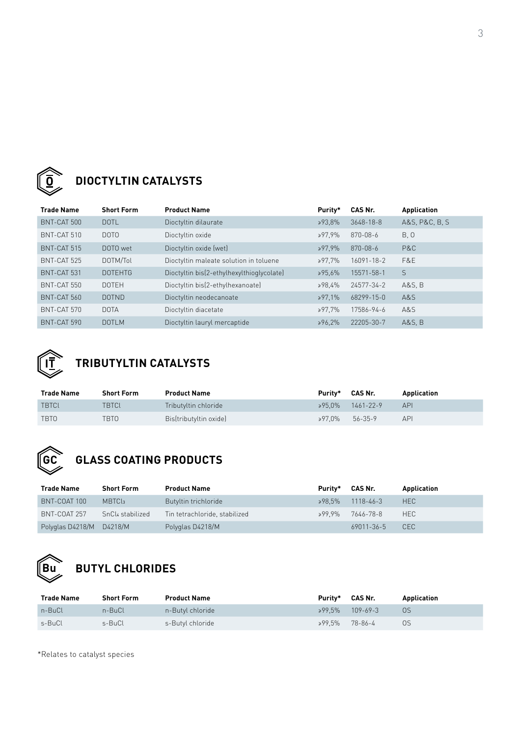## DIOCTYLTIN CATALYSTS

| Trade Name | Short Form | Product Name | Purity* | CAS Nr. | Application |
|---|---|---|---|---|---|
| BNT-CAT 500 | DOTL | Dioctyltin dilaurate | ≥93,8% | 3648-18-8 | A&S, P&C, B, S |
| BNT-CAT 510 | DOTO | Dioctyltin oxide | ≥97,9% | 870-08-6 | B, O |
| BNT-CAT 515 | DOTO wet | Dioctyltin oxide (wet) | ≥97,9% | 870-08-6 | P&C |
| BNT-CAT 525 | DOTM/Tol | Dioctyltin maleate solution in toluene | ≥97,7% | 16091-18-2 | F&E |
| BNT-CAT 531 | DOTEHTG | Dioctyltin bis(2-ethylhexylthioglycolate) | ≥95,6% | 15571-58-1 | S |
| BNT-CAT 550 | DOTEH | Dioctyltin bis(2-ethylhexanoate) | ≥98,4% | 24577-34-2 | A&S, B |
| BNT-CAT 560 | DOTND | Dioctyltin neodecanoate | ≥97,1% | 68299-15-0 | A&S |
| BNT-CAT 570 | DOTA | Dioctyltin diacetate | ≥97,7% | 17586-94-6 | A&S |
| BNT-CAT 590 | DOTLM | Dioctyltin lauryl mercaptide | ≥96,2% | 22205-30-7 | A&S, B |

## TRIBUTYLTIN CATALYSTS

| Trade Name | Short Form | Product Name | Purity* | CAS Nr. | Application |
|---|---|---|---|---|---|
| TBTCl | TBTCl | Tributyltin chloride | ≥95,0% | 1461-22-9 | API |
| TBTO | TBTO | Bis(tributyltin oxide) | ≥97,0% | 56-35-9 | API |

## GLASS COATING PRODUCTS

| Trade Name | Short Form | Product Name | Purity* | CAS Nr. | Application |
|---|---|---|---|---|---|
| BNT-COAT 100 | $MBTCl_3$ | Butyltin trichloride | ≥98,5% | 1118-46-3 | HEC |
| BNT-COAT 257 | $SnCl_4$ stabilized | Tin tetrachloride, stabilized | ≥99,9% | 7646-78-8 | HEC |
| Polyglas D4218/M | D4218/M | Polyglas D4218/M | | 69011-36-5 | CEC |

## BUTYL CHLORIDES

| Trade Name | Short Form | Product Name | Purity* | CAS Nr. | Application |
|---|---|---|---|---|---|
| n-BuCl | n-BuCl | n-Butyl chloride | ≥99,5% | 109-69-3 | OS |
| s-BuCl | s-BuCl | s-Butyl chloride | ≥99,5% | 78-86-4 | OS |

*Relates to catalyst species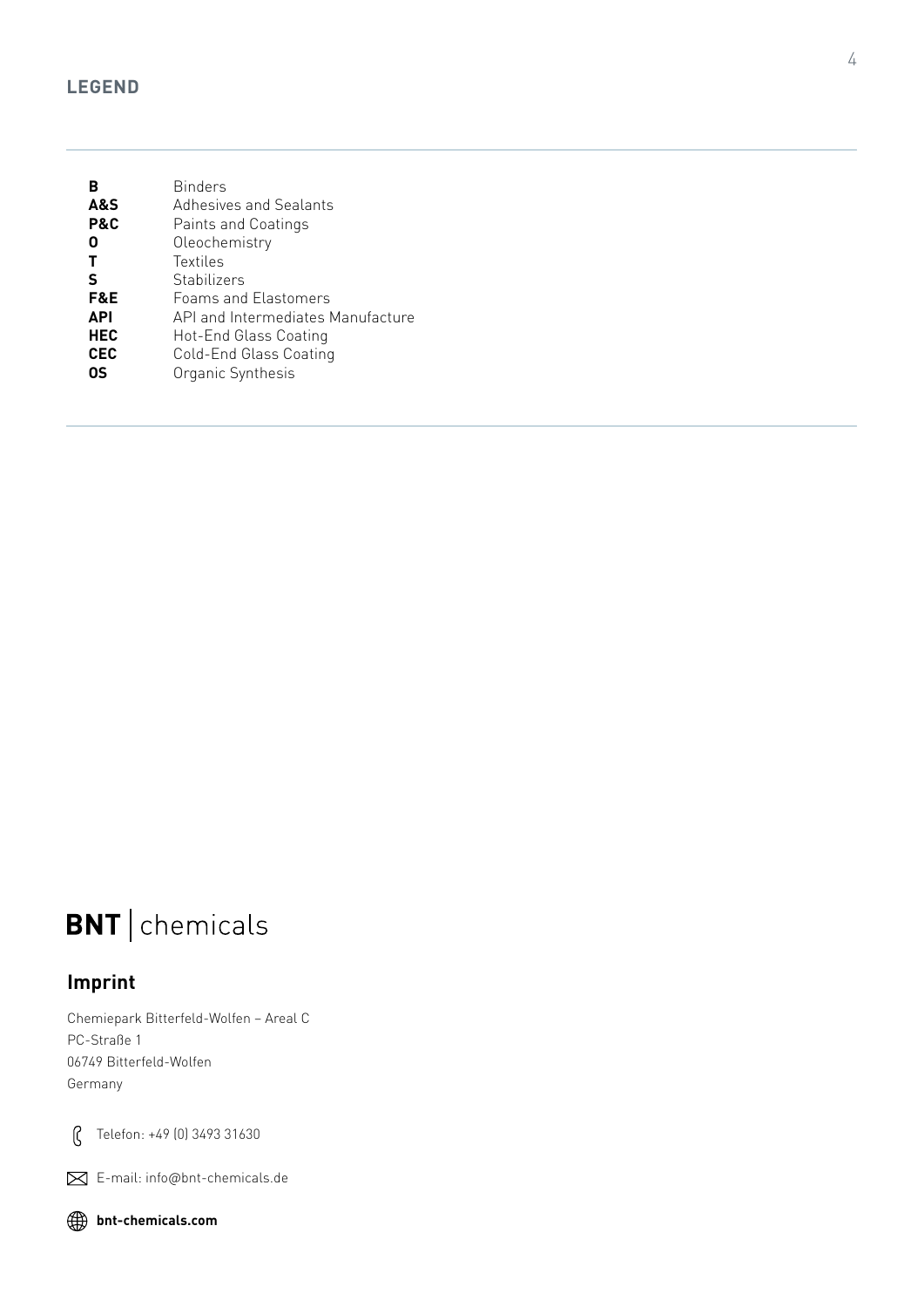## LEGEND

| | |
|---|---|
| **B** | Binders |
| **A&S** | Adhesives and Sealants |
| **P&C** | Paints and Coatings |
| **O** | Oleochemistry |
| **T** | Textiles |
| **S** | Stabilizers |
| **F&E** | Foams and Elastomers |
| **API** | API and Intermediates Manufacture |
| **HEC** | Hot-End Glass Coating |
| **CEC** | Cold-End Glass Coating |
| **OS** | Organic Synthesis |

**BNT** | chemicals

## Imprint

Chemiepark Bitterfeld-Wolfen – Areal C
PC-Straße 1
06749 Bitterfeld-Wolfen
Germany

Telefon: +49 (0) 3493 31630

E-mail: info@bnt-chemicals.de

**bnt-chemicals.com**